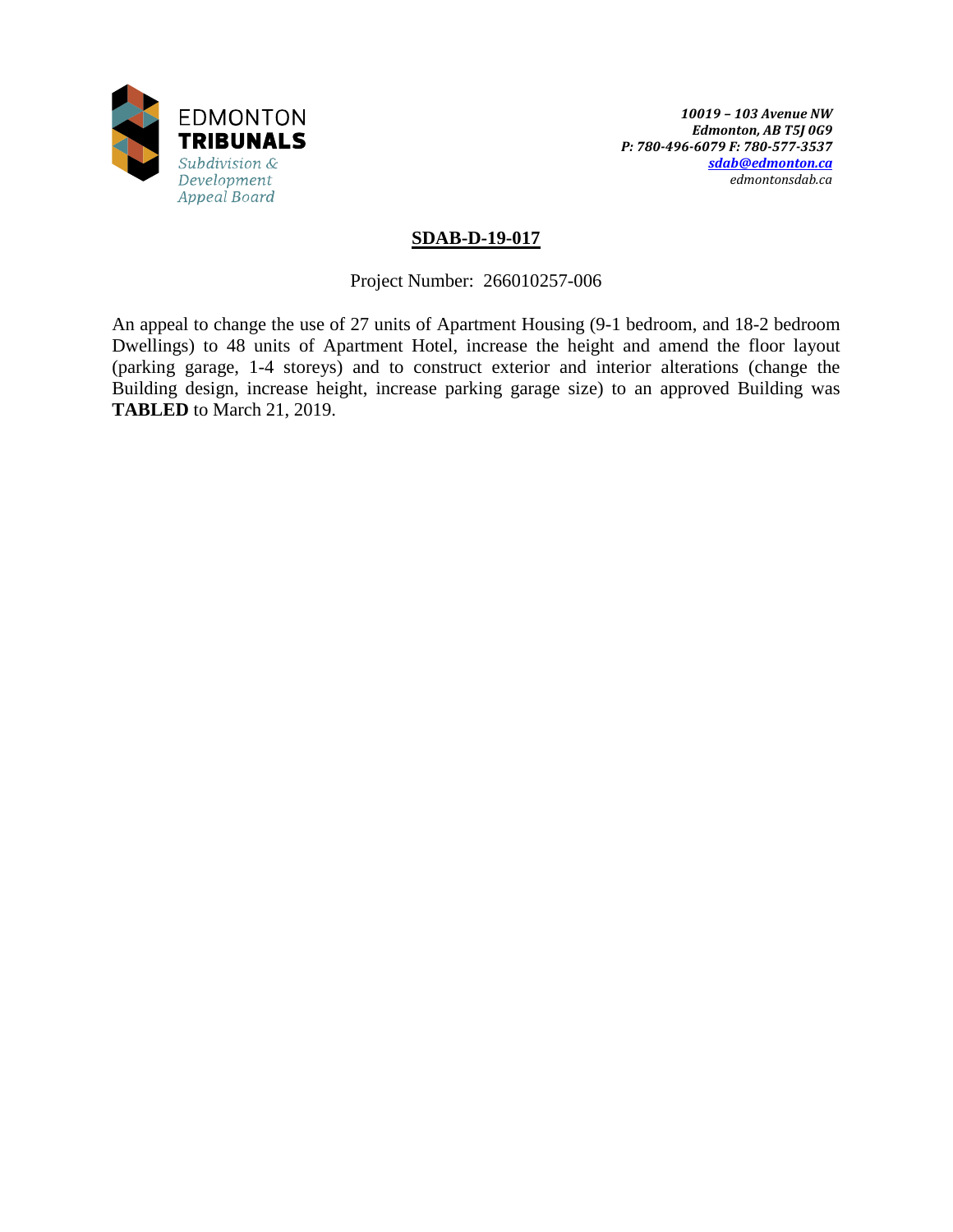EDMONTON
**TRIBUNALS**
*Subdivision & Development Appeal Board*

*10019 – 103 Avenue NW*
*Edmonton, AB T5J 0G9*
*P: 780-496-6079 F: 780-577-3537*
*sdab@edmonton.ca*
*edmontonsdab.ca*

## SDAB-D-19-017

Project Number: 266010257-006

An appeal to change the use of 27 units of Apartment Housing (9-1 bedroom, and 18-2 bedroom Dwellings) to 48 units of Apartment Hotel, increase the height and amend the floor layout (parking garage, 1-4 storeys) and to construct exterior and interior alterations (change the Building design, increase height, increase parking garage size) to an approved Building was **TABLED** to March 21, 2019.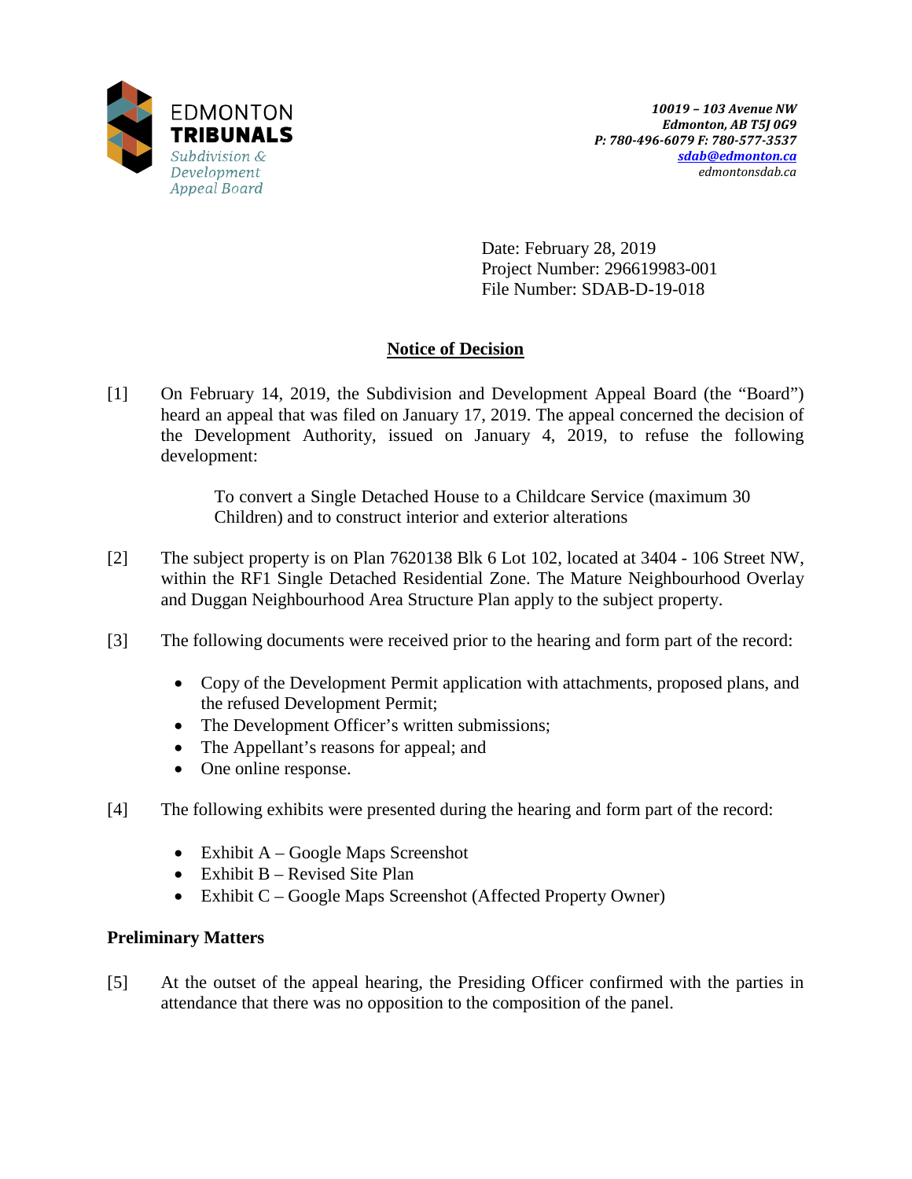EDMONTON
**TRIBUNALS**
*Subdivision & Development Appeal Board*

*10019 – 103 Avenue NW*
*Edmonton, AB T5J 0G9*
*P: 780-496-6079 F: 780-577-3537*
*sdab@edmonton.ca*
*edmontonsdab.ca*

Date: February 28, 2019
Project Number: 296619983-001
File Number: SDAB-D-19-018

## Notice of Decision

[1] On February 14, 2019, the Subdivision and Development Appeal Board (the "Board") heard an appeal that was filed on January 17, 2019. The appeal concerned the decision of the Development Authority, issued on January 4, 2019, to refuse the following development:

> To convert a Single Detached House to a Childcare Service (maximum 30 Children) and to construct interior and exterior alterations

[2] The subject property is on Plan 7620138 Blk 6 Lot 102, located at 3404 - 106 Street NW, within the RF1 Single Detached Residential Zone. The Mature Neighbourhood Overlay and Duggan Neighbourhood Area Structure Plan apply to the subject property.

[3] The following documents were received prior to the hearing and form part of the record:

- Copy of the Development Permit application with attachments, proposed plans, and the refused Development Permit;
- The Development Officer's written submissions;
- The Appellant's reasons for appeal; and
- One online response.

[4] The following exhibits were presented during the hearing and form part of the record:

- Exhibit A – Google Maps Screenshot
- Exhibit B – Revised Site Plan
- Exhibit C – Google Maps Screenshot (Affected Property Owner)

### Preliminary Matters

[5] At the outset of the appeal hearing, the Presiding Officer confirmed with the parties in attendance that there was no opposition to the composition of the panel.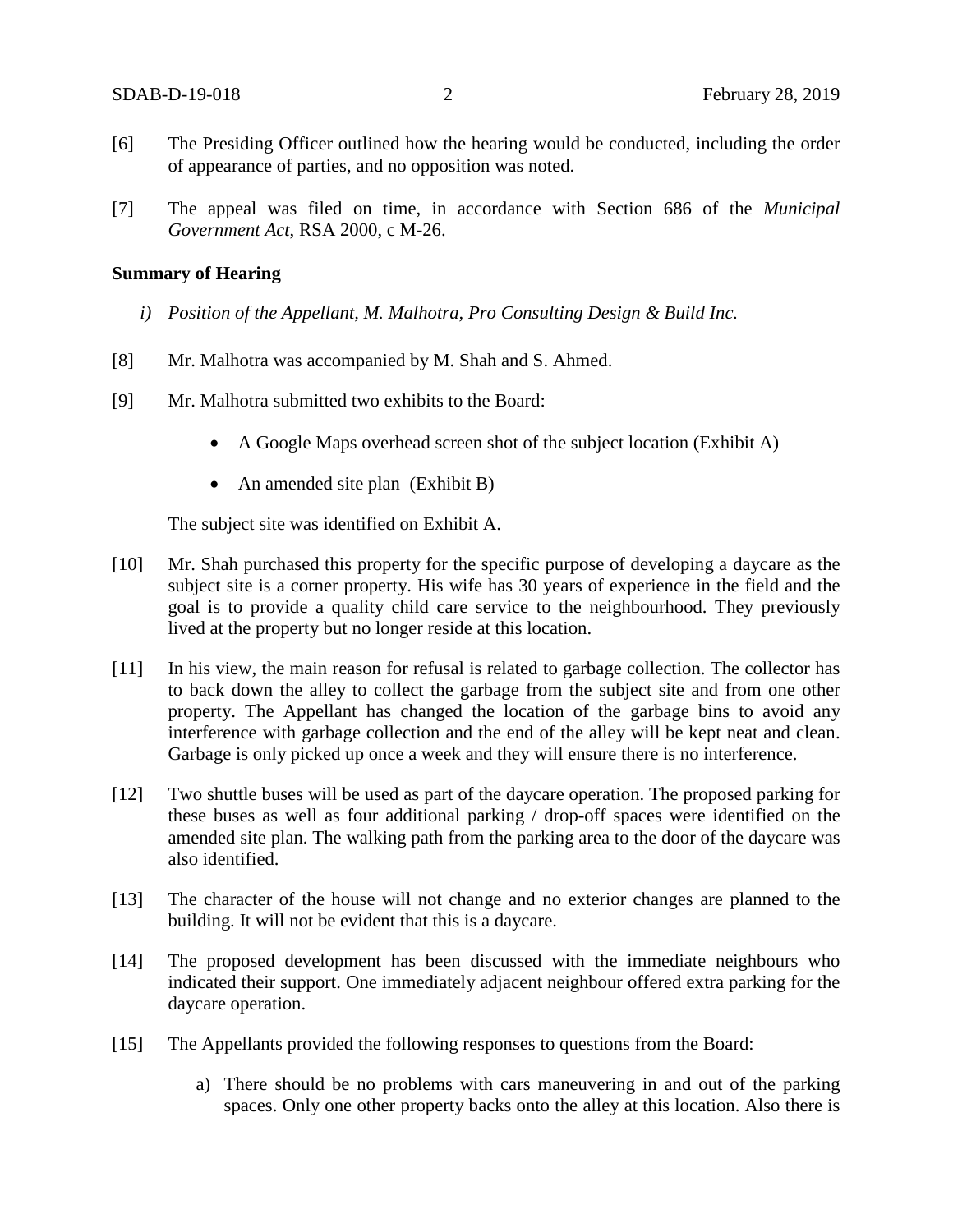[6] The Presiding Officer outlined how the hearing would be conducted, including the order of appearance of parties, and no opposition was noted.

[7] The appeal was filed on time, in accordance with Section 686 of the *Municipal Government Act*, RSA 2000, c M-26.

**Summary of Hearing**

*i) Position of the Appellant, M. Malhotra, Pro Consulting Design & Build Inc.*

[8] Mr. Malhotra was accompanied by M. Shah and S. Ahmed.

[9] Mr. Malhotra submitted two exhibits to the Board:

- A Google Maps overhead screen shot of the subject location (Exhibit A)
- An amended site plan (Exhibit B)

The subject site was identified on Exhibit A.

[10] Mr. Shah purchased this property for the specific purpose of developing a daycare as the subject site is a corner property. His wife has 30 years of experience in the field and the goal is to provide a quality child care service to the neighbourhood. They previously lived at the property but no longer reside at this location.

[11] In his view, the main reason for refusal is related to garbage collection. The collector has to back down the alley to collect the garbage from the subject site and from one other property. The Appellant has changed the location of the garbage bins to avoid any interference with garbage collection and the end of the alley will be kept neat and clean. Garbage is only picked up once a week and they will ensure there is no interference.

[12] Two shuttle buses will be used as part of the daycare operation. The proposed parking for these buses as well as four additional parking / drop-off spaces were identified on the amended site plan. The walking path from the parking area to the door of the daycare was also identified.

[13] The character of the house will not change and no exterior changes are planned to the building. It will not be evident that this is a daycare.

[14] The proposed development has been discussed with the immediate neighbours who indicated their support. One immediately adjacent neighbour offered extra parking for the daycare operation.

[15] The Appellants provided the following responses to questions from the Board:

a) There should be no problems with cars maneuvering in and out of the parking spaces. Only one other property backs onto the alley at this location. Also there is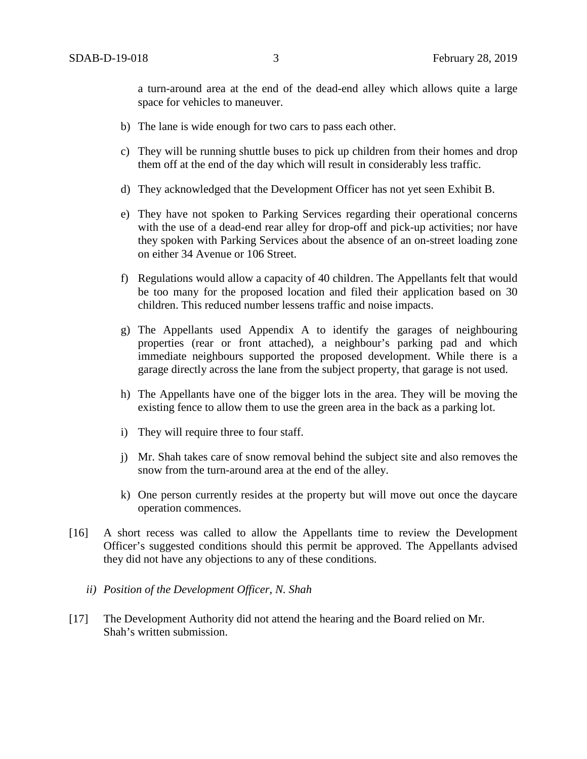a turn-around area at the end of the dead-end alley which allows quite a large space for vehicles to maneuver.

b) The lane is wide enough for two cars to pass each other.

c) They will be running shuttle buses to pick up children from their homes and drop them off at the end of the day which will result in considerably less traffic.

d) They acknowledged that the Development Officer has not yet seen Exhibit B.

e) They have not spoken to Parking Services regarding their operational concerns with the use of a dead-end rear alley for drop-off and pick-up activities; nor have they spoken with Parking Services about the absence of an on-street loading zone on either 34 Avenue or 106 Street.

f) Regulations would allow a capacity of 40 children. The Appellants felt that would be too many for the proposed location and filed their application based on 30 children. This reduced number lessens traffic and noise impacts.

g) The Appellants used Appendix A to identify the garages of neighbouring properties (rear or front attached), a neighbour's parking pad and which immediate neighbours supported the proposed development. While there is a garage directly across the lane from the subject property, that garage is not used.

h) The Appellants have one of the bigger lots in the area. They will be moving the existing fence to allow them to use the green area in the back as a parking lot.

i) They will require three to four staff.

j) Mr. Shah takes care of snow removal behind the subject site and also removes the snow from the turn-around area at the end of the alley.

k) One person currently resides at the property but will move out once the daycare operation commences.

[16] A short recess was called to allow the Appellants time to review the Development Officer's suggested conditions should this permit be approved. The Appellants advised they did not have any objections to any of these conditions.

*ii) Position of the Development Officer, N. Shah*

[17] The Development Authority did not attend the hearing and the Board relied on Mr. Shah's written submission.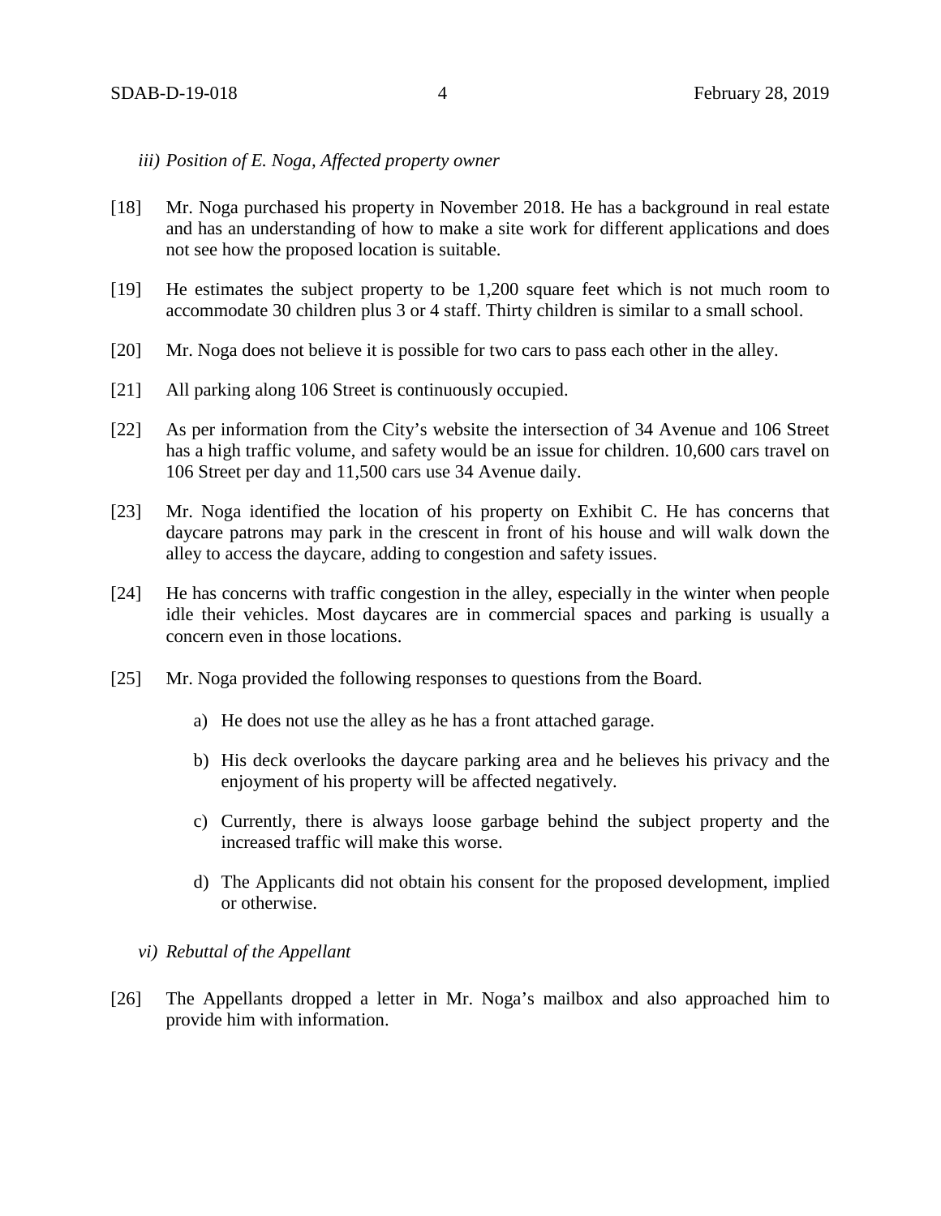*iii) Position of E. Noga, Affected property owner*

[18] Mr. Noga purchased his property in November 2018. He has a background in real estate and has an understanding of how to make a site work for different applications and does not see how the proposed location is suitable.

[19] He estimates the subject property to be 1,200 square feet which is not much room to accommodate 30 children plus 3 or 4 staff. Thirty children is similar to a small school.

[20] Mr. Noga does not believe it is possible for two cars to pass each other in the alley.

[21] All parking along 106 Street is continuously occupied.

[22] As per information from the City's website the intersection of 34 Avenue and 106 Street has a high traffic volume, and safety would be an issue for children. 10,600 cars travel on 106 Street per day and 11,500 cars use 34 Avenue daily.

[23] Mr. Noga identified the location of his property on Exhibit C. He has concerns that daycare patrons may park in the crescent in front of his house and will walk down the alley to access the daycare, adding to congestion and safety issues.

[24] He has concerns with traffic congestion in the alley, especially in the winter when people idle their vehicles. Most daycares are in commercial spaces and parking is usually a concern even in those locations.

[25] Mr. Noga provided the following responses to questions from the Board.

a) He does not use the alley as he has a front attached garage.

b) His deck overlooks the daycare parking area and he believes his privacy and the enjoyment of his property will be affected negatively.

c) Currently, there is always loose garbage behind the subject property and the increased traffic will make this worse.

d) The Applicants did not obtain his consent for the proposed development, implied or otherwise.

*vi) Rebuttal of the Appellant*

[26] The Appellants dropped a letter in Mr. Noga's mailbox and also approached him to provide him with information.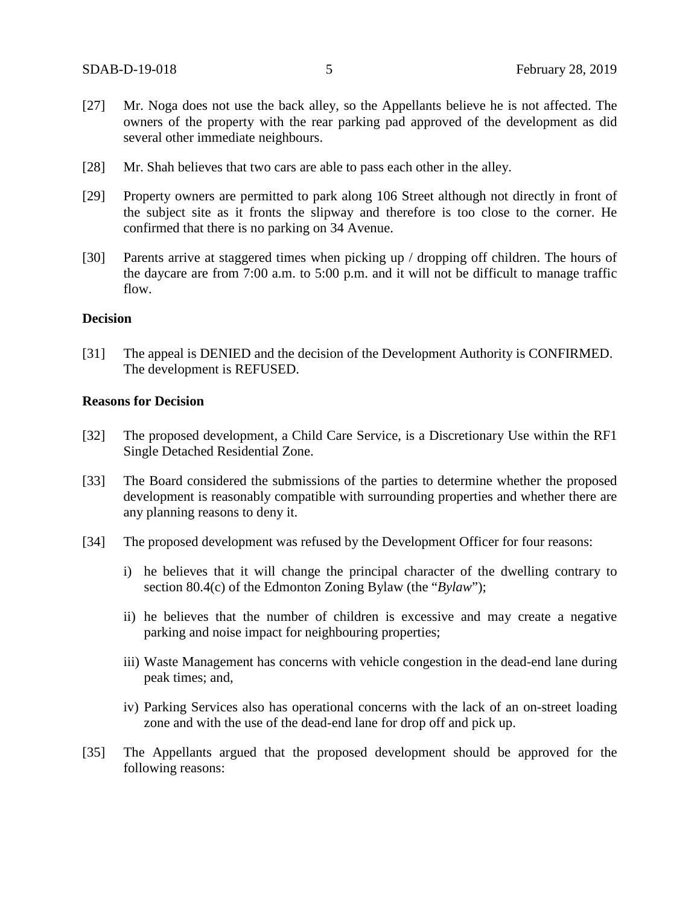[27] Mr. Noga does not use the back alley, so the Appellants believe he is not affected. The owners of the property with the rear parking pad approved of the development as did several other immediate neighbours.

[28] Mr. Shah believes that two cars are able to pass each other in the alley.

[29] Property owners are permitted to park along 106 Street although not directly in front of the subject site as it fronts the slipway and therefore is too close to the corner. He confirmed that there is no parking on 34 Avenue.

[30] Parents arrive at staggered times when picking up / dropping off children. The hours of the daycare are from 7:00 a.m. to 5:00 p.m. and it will not be difficult to manage traffic flow.

**Decision**

[31] The appeal is DENIED and the decision of the Development Authority is CONFIRMED. The development is REFUSED.

**Reasons for Decision**

[32] The proposed development, a Child Care Service, is a Discretionary Use within the RF1 Single Detached Residential Zone.

[33] The Board considered the submissions of the parties to determine whether the proposed development is reasonably compatible with surrounding properties and whether there are any planning reasons to deny it.

[34] The proposed development was refused by the Development Officer for four reasons:

i) he believes that it will change the principal character of the dwelling contrary to section 80.4(c) of the Edmonton Zoning Bylaw (the "*Bylaw*");

ii) he believes that the number of children is excessive and may create a negative parking and noise impact for neighbouring properties;

iii) Waste Management has concerns with vehicle congestion in the dead-end lane during peak times; and,

iv) Parking Services also has operational concerns with the lack of an on-street loading zone and with the use of the dead-end lane for drop off and pick up.

[35] The Appellants argued that the proposed development should be approved for the following reasons: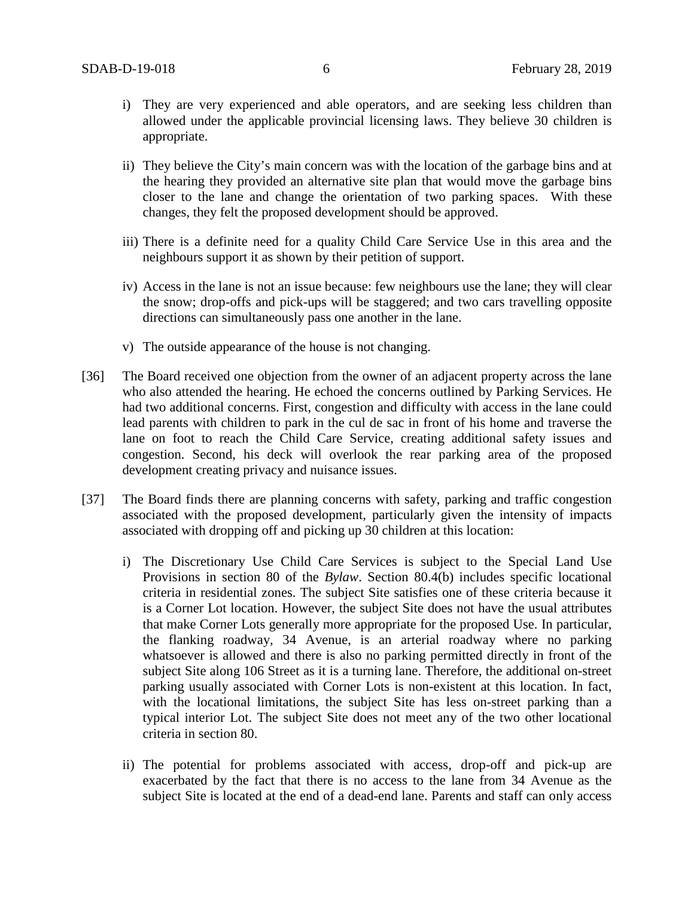i) They are very experienced and able operators, and are seeking less children than allowed under the applicable provincial licensing laws. They believe 30 children is appropriate.

ii) They believe the City's main concern was with the location of the garbage bins and at the hearing they provided an alternative site plan that would move the garbage bins closer to the lane and change the orientation of two parking spaces. With these changes, they felt the proposed development should be approved.

iii) There is a definite need for a quality Child Care Service Use in this area and the neighbours support it as shown by their petition of support.

iv) Access in the lane is not an issue because: few neighbours use the lane; they will clear the snow; drop-offs and pick-ups will be staggered; and two cars travelling opposite directions can simultaneously pass one another in the lane.

v) The outside appearance of the house is not changing.

[36] The Board received one objection from the owner of an adjacent property across the lane who also attended the hearing. He echoed the concerns outlined by Parking Services. He had two additional concerns. First, congestion and difficulty with access in the lane could lead parents with children to park in the cul de sac in front of his home and traverse the lane on foot to reach the Child Care Service, creating additional safety issues and congestion. Second, his deck will overlook the rear parking area of the proposed development creating privacy and nuisance issues.

[37] The Board finds there are planning concerns with safety, parking and traffic congestion associated with the proposed development, particularly given the intensity of impacts associated with dropping off and picking up 30 children at this location:

i) The Discretionary Use Child Care Services is subject to the Special Land Use Provisions in section 80 of the *Bylaw*. Section 80.4(b) includes specific locational criteria in residential zones. The subject Site satisfies one of these criteria because it is a Corner Lot location. However, the subject Site does not have the usual attributes that make Corner Lots generally more appropriate for the proposed Use. In particular, the flanking roadway, 34 Avenue, is an arterial roadway where no parking whatsoever is allowed and there is also no parking permitted directly in front of the subject Site along 106 Street as it is a turning lane. Therefore, the additional on-street parking usually associated with Corner Lots is non-existent at this location. In fact, with the locational limitations, the subject Site has less on-street parking than a typical interior Lot. The subject Site does not meet any of the two other locational criteria in section 80.

ii) The potential for problems associated with access, drop-off and pick-up are exacerbated by the fact that there is no access to the lane from 34 Avenue as the subject Site is located at the end of a dead-end lane. Parents and staff can only access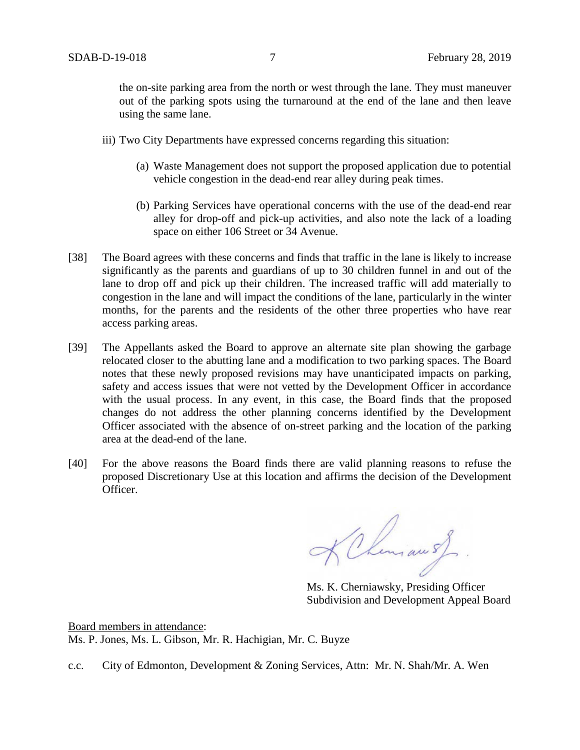the on-site parking area from the north or west through the lane. They must maneuver out of the parking spots using the turnaround at the end of the lane and then leave using the same lane.

iii) Two City Departments have expressed concerns regarding this situation:

(a) Waste Management does not support the proposed application due to potential vehicle congestion in the dead-end rear alley during peak times.

(b) Parking Services have operational concerns with the use of the dead-end rear alley for drop-off and pick-up activities, and also note the lack of a loading space on either 106 Street or 34 Avenue.

[38] The Board agrees with these concerns and finds that traffic in the lane is likely to increase significantly as the parents and guardians of up to 30 children funnel in and out of the lane to drop off and pick up their children. The increased traffic will add materially to congestion in the lane and will impact the conditions of the lane, particularly in the winter months, for the parents and the residents of the other three properties who have rear access parking areas.

[39] The Appellants asked the Board to approve an alternate site plan showing the garbage relocated closer to the abutting lane and a modification to two parking spaces. The Board notes that these newly proposed revisions may have unanticipated impacts on parking, safety and access issues that were not vetted by the Development Officer in accordance with the usual process. In any event, in this case, the Board finds that the proposed changes do not address the other planning concerns identified by the Development Officer associated with the absence of on-street parking and the location of the parking area at the dead-end of the lane.

[40] For the above reasons the Board finds there are valid planning reasons to refuse the proposed Discretionary Use at this location and affirms the decision of the Development Officer.

Ms. K. Cherniawsky, Presiding Officer
Subdivision and Development Appeal Board

Board members in attendance:
Ms. P. Jones, Ms. L. Gibson, Mr. R. Hachigian, Mr. C. Buyze

c.c. City of Edmonton, Development & Zoning Services, Attn: Mr. N. Shah/Mr. A. Wen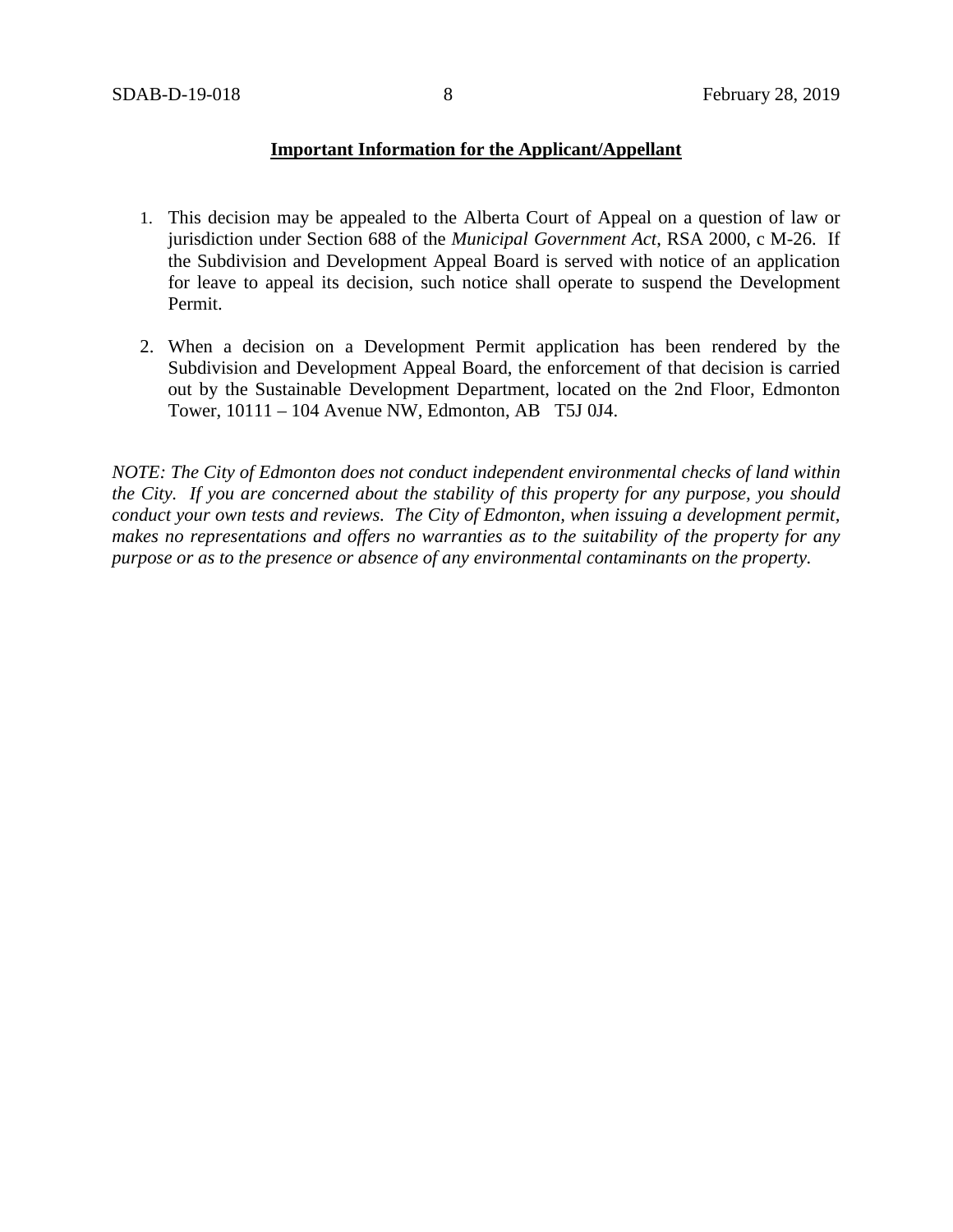**Important Information for the Applicant/Appellant**

1. This decision may be appealed to the Alberta Court of Appeal on a question of law or jurisdiction under Section 688 of the *Municipal Government Act*, RSA 2000, c M-26. If the Subdivision and Development Appeal Board is served with notice of an application for leave to appeal its decision, such notice shall operate to suspend the Development Permit.

2. When a decision on a Development Permit application has been rendered by the Subdivision and Development Appeal Board, the enforcement of that decision is carried out by the Sustainable Development Department, located on the 2nd Floor, Edmonton Tower, 10111 – 104 Avenue NW, Edmonton, AB T5J 0J4.

*NOTE: The City of Edmonton does not conduct independent environmental checks of land within the City. If you are concerned about the stability of this property for any purpose, you should conduct your own tests and reviews. The City of Edmonton, when issuing a development permit, makes no representations and offers no warranties as to the suitability of the property for any purpose or as to the presence or absence of any environmental contaminants on the property.*